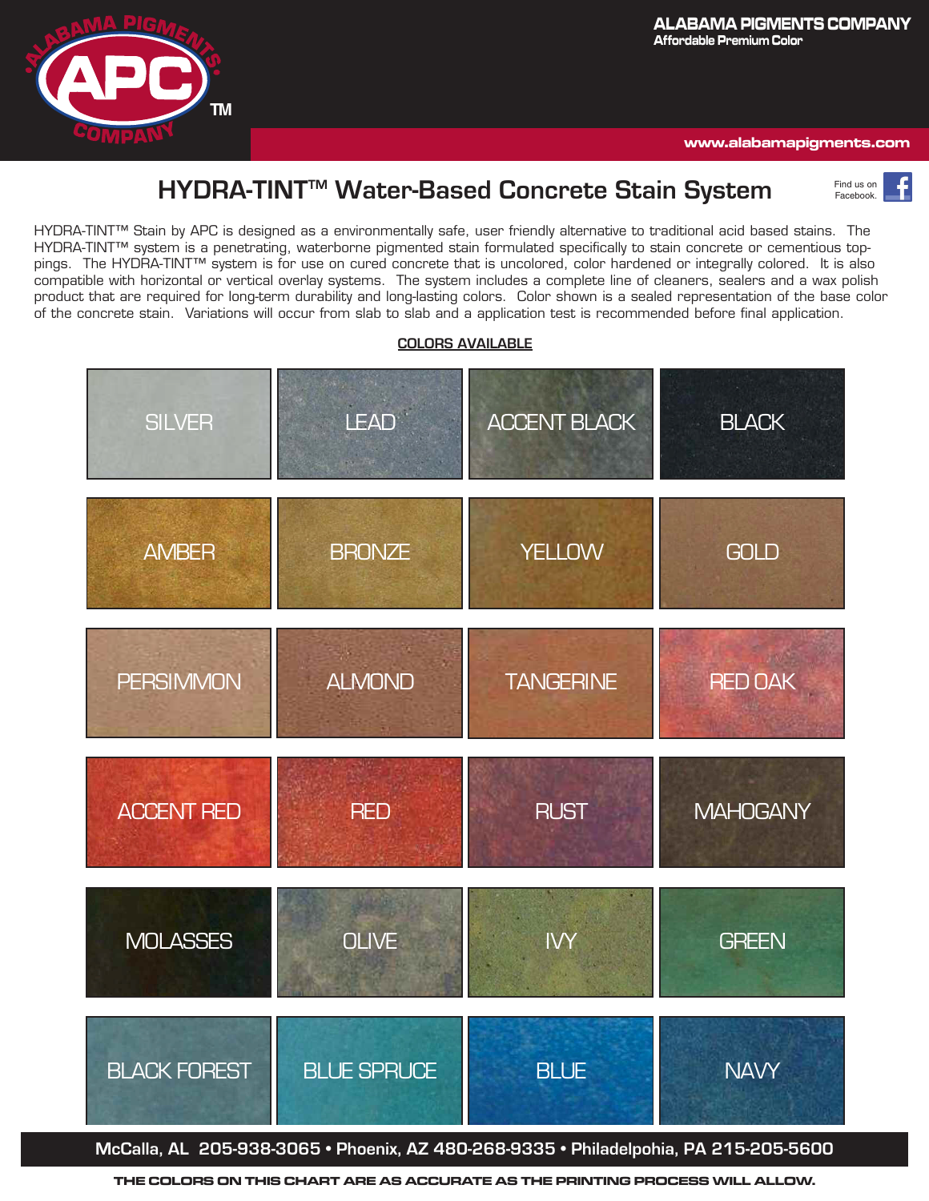ALABAMA PIGMENTS COMPANY
Affordable Premium Color

www.alabamapigments.com

# HYDRA-TINT™ Water-Based Concrete Stain System

Find us on Facebook.

HYDRA-TINT™ Stain by APC is designed as a environmentally safe, user friendly alternative to traditional acid based stains. The HYDRA-TINT™ system is a penetrating, waterborne pigmented stain formulated specifically to stain concrete or cementious toppings. The HYDRA-TINT™ system is for use on cured concrete that is uncolored, color hardened or integrally colored. It is also compatible with horizontal or vertical overlay systems. The system includes a complete line of cleaners, sealers and a wax polish product that are required for long-term durability and long-lasting colors. Color shown is a sealed representation of the base color of the concrete stain. Variations will occur from slab to slab and a application test is recommended before final application.

## COLORS AVAILABLE

| | | | |
|---|---|---|---|
| SILVER | LEAD | ACCENT BLACK | BLACK |
| AMBER | BRONZE | YELLOW | GOLD |
| PERSIMMON | ALMOND | TANGERINE | RED OAK |
| ACCENT RED | RED | RUST | MAHOGANY |
| MOLASSES | OLIVE | IVY | GREEN |
| BLACK FOREST | BLUE SPRUCE | BLUE | NAVY |

McCalla, AL 205-938-3065 • Phoenix, AZ 480-268-9335 • Philadelpohia, PA 215-205-5600

THE COLORS ON THIS CHART ARE AS ACCURATE AS THE PRINTING PROCESS WILL ALLOW.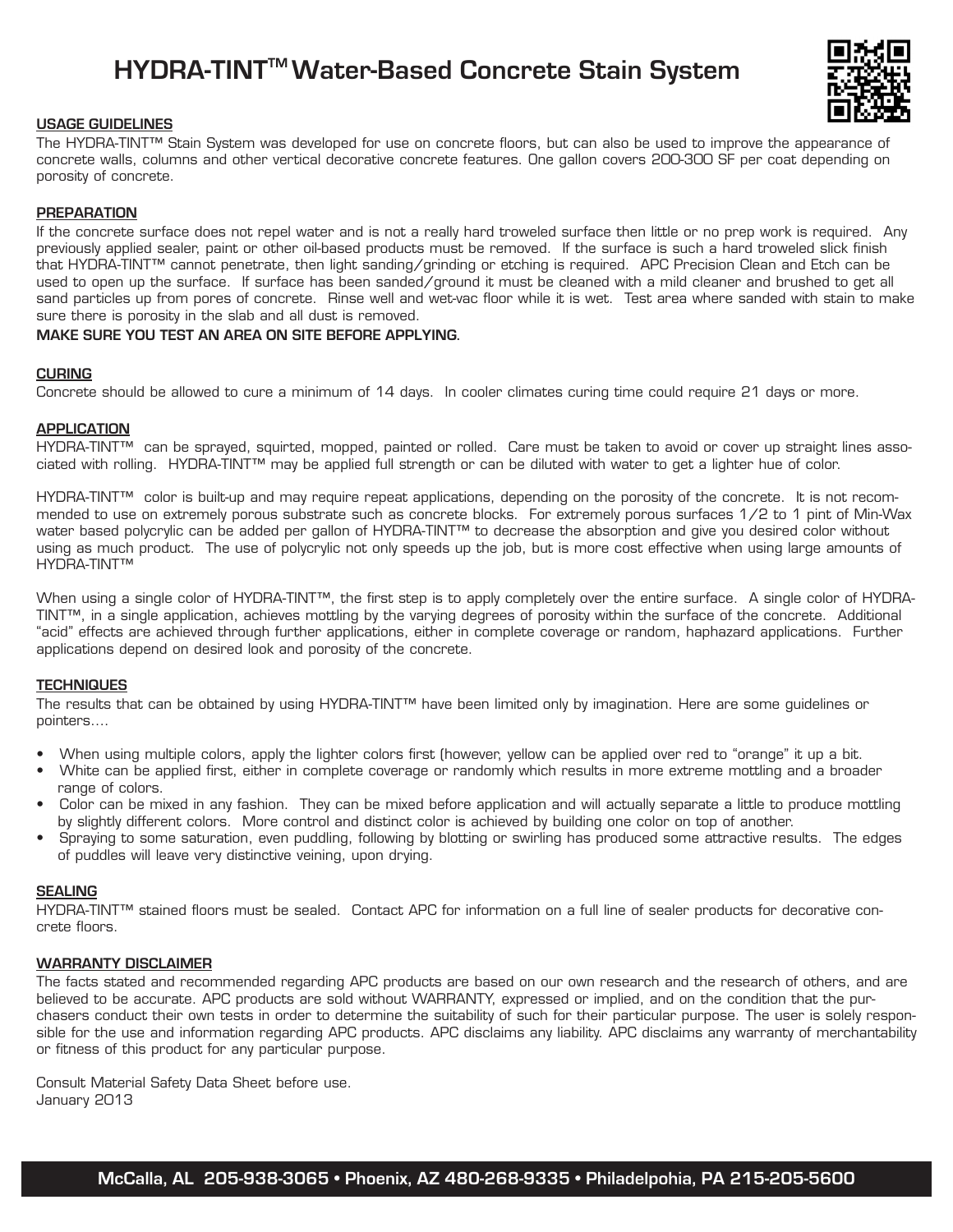# HYDRA-TINT™ Water-Based Concrete Stain System

## USAGE GUIDELINES

The HYDRA-TINT™ Stain System was developed for use on concrete floors, but can also be used to improve the appearance of concrete walls, columns and other vertical decorative concrete features. One gallon covers 200-300 SF per coat depending on porosity of concrete.

## PREPARATION

If the concrete surface does not repel water and is not a really hard troweled surface then little or no prep work is required. Any previously applied sealer, paint or other oil-based products must be removed. If the surface is such a hard troweled slick finish that HYDRA-TINT™ cannot penetrate, then light sanding/grinding or etching is required. APC Precision Clean and Etch can be used to open up the surface. If surface has been sanded/ground it must be cleaned with a mild cleaner and brushed to get all sand particles up from pores of concrete. Rinse well and wet-vac floor while it is wet. Test area where sanded with stain to make sure there is porosity in the slab and all dust is removed.

**MAKE SURE YOU TEST AN AREA ON SITE BEFORE APPLYING.**

## CURING

Concrete should be allowed to cure a minimum of 14 days. In cooler climates curing time could require 21 days or more.

## APPLICATION

HYDRA-TINT™ can be sprayed, squirted, mopped, painted or rolled. Care must be taken to avoid or cover up straight lines associated with rolling. HYDRA-TINT™ may be applied full strength or can be diluted with water to get a lighter hue of color.

HYDRA-TINT™ color is built-up and may require repeat applications, depending on the porosity of the concrete. It is not recommended to use on extremely porous substrate such as concrete blocks. For extremely porous surfaces 1/2 to 1 pint of Min-Wax water based polycrylic can be added per gallon of HYDRA-TINT™ to decrease the absorption and give you desired color without using as much product. The use of polycrylic not only speeds up the job, but is more cost effective when using large amounts of HYDRA-TINT™

When using a single color of HYDRA-TINT™, the first step is to apply completely over the entire surface. A single color of HYDRA-TINT™, in a single application, achieves mottling by the varying degrees of porosity within the surface of the concrete. Additional "acid" effects are achieved through further applications, either in complete coverage or random, haphazard applications. Further applications depend on desired look and porosity of the concrete.

## TECHNIQUES

The results that can be obtained by using HYDRA-TINT™ have been limited only by imagination. Here are some guidelines or pointers....

- When using multiple colors, apply the lighter colors first (however, yellow can be applied over red to "orange" it up a bit.
- White can be applied first, either in complete coverage or randomly which results in more extreme mottling and a broader range of colors.
- Color can be mixed in any fashion. They can be mixed before application and will actually separate a little to produce mottling by slightly different colors. More control and distinct color is achieved by building one color on top of another.
- Spraying to some saturation, even puddling, following by blotting or swirling has produced some attractive results. The edges of puddles will leave very distinctive veining, upon drying.

## SEALING

HYDRA-TINT™ stained floors must be sealed. Contact APC for information on a full line of sealer products for decorative concrete floors.

## WARRANTY DISCLAIMER

The facts stated and recommended regarding APC products are based on our own research and the research of others, and are believed to be accurate. APC products are sold without WARRANTY, expressed or implied, and on the condition that the purchasers conduct their own tests in order to determine the suitability of such for their particular purpose. The user is solely responsible for the use and information regarding APC products. APC disclaims any liability. APC disclaims any warranty of merchantability or fitness of this product for any particular purpose.

Consult Material Safety Data Sheet before use.
January 2013

**McCalla, AL 205-938-3065 • Phoenix, AZ 480-268-9335 • Philadelpohia, PA 215-205-5600**